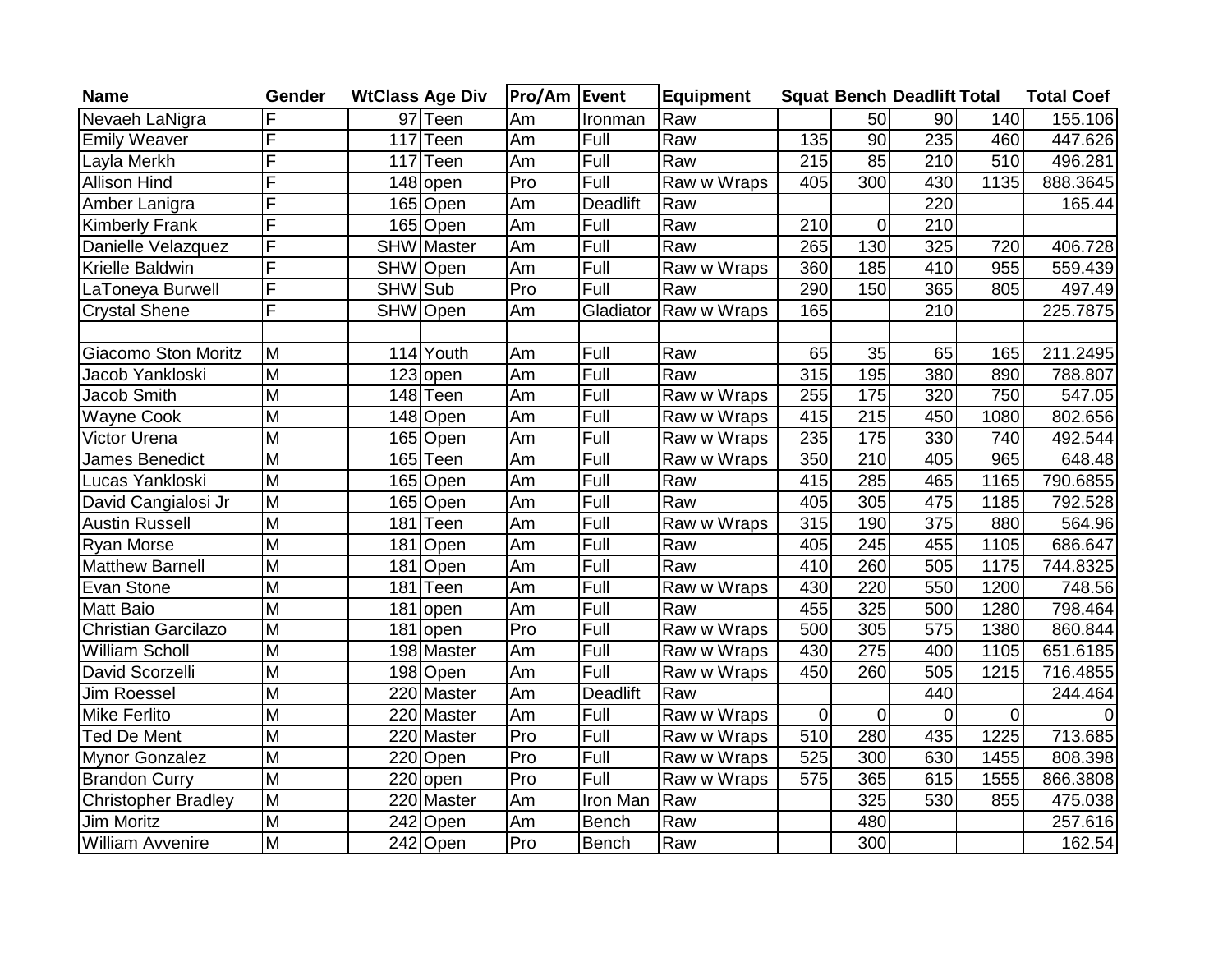| Name | Gender | WtClass | Age Div | Pro/Am | Event | Equipment | Squat | Bench | Deadlift | Total | Total Coef |
|---|---|---|---|---|---|---|---|---|---|---|---|
| Nevaeh LaNigra | F | 97 | Teen | Am | Ironman | Raw | | 50 | 90 | 140 | 155.106 |
| Emily Weaver | F | 117 | Teen | Am | Full | Raw | 135 | 90 | 235 | 460 | 447.626 |
| Layla Merkh | F | 117 | Teen | Am | Full | Raw | 215 | 85 | 210 | 510 | 496.281 |
| Allison Hind | F | 148 | open | Pro | Full | Raw w Wraps | 405 | 300 | 430 | 1135 | 888.3645 |
| Amber Lanigra | F | 165 | Open | Am | Deadlift | Raw | | | 220 | | 165.44 |
| Kimberly Frank | F | 165 | Open | Am | Full | Raw | 210 | 0 | 210 | | |
| Danielle Velazquez | F | SHW | Master | Am | Full | Raw | 265 | 130 | 325 | 720 | 406.728 |
| Krielle Baldwin | F | SHW | Open | Am | Full | Raw w Wraps | 360 | 185 | 410 | 955 | 559.439 |
| LaToneya Burwell | F | SHW | Sub | Pro | Full | Raw | 290 | 150 | 365 | 805 | 497.49 |
| Crystal Shene | F | SHW | Open | Am | Gladiator | Raw w Wraps | 165 | | 210 | | 225.7875 |
| | | | | | | | | | | | |
| Giacomo Ston Moritz | M | 114 | Youth | Am | Full | Raw | 65 | 35 | 65 | 165 | 211.2495 |
| Jacob Yankloski | M | 123 | open | Am | Full | Raw | 315 | 195 | 380 | 890 | 788.807 |
| Jacob Smith | M | 148 | Teen | Am | Full | Raw w Wraps | 255 | 175 | 320 | 750 | 547.05 |
| Wayne Cook | M | 148 | Open | Am | Full | Raw w Wraps | 415 | 215 | 450 | 1080 | 802.656 |
| Victor Urena | M | 165 | Open | Am | Full | Raw w Wraps | 235 | 175 | 330 | 740 | 492.544 |
| James Benedict | M | 165 | Teen | Am | Full | Raw w Wraps | 350 | 210 | 405 | 965 | 648.48 |
| Lucas Yankloski | M | 165 | Open | Am | Full | Raw | 415 | 285 | 465 | 1165 | 790.6855 |
| David Cangialosi Jr | M | 165 | Open | Am | Full | Raw | 405 | 305 | 475 | 1185 | 792.528 |
| Austin Russell | M | 181 | Teen | Am | Full | Raw w Wraps | 315 | 190 | 375 | 880 | 564.96 |
| Ryan Morse | M | 181 | Open | Am | Full | Raw | 405 | 245 | 455 | 1105 | 686.647 |
| Matthew Barnell | M | 181 | Open | Am | Full | Raw | 410 | 260 | 505 | 1175 | 744.8325 |
| Evan Stone | M | 181 | Teen | Am | Full | Raw w Wraps | 430 | 220 | 550 | 1200 | 748.56 |
| Matt Baio | M | 181 | open | Am | Full | Raw | 455 | 325 | 500 | 1280 | 798.464 |
| Christian Garcilazo | M | 181 | open | Pro | Full | Raw w Wraps | 500 | 305 | 575 | 1380 | 860.844 |
| William Scholl | M | 198 | Master | Am | Full | Raw w Wraps | 430 | 275 | 400 | 1105 | 651.6185 |
| David Scorzelli | M | 198 | Open | Am | Full | Raw w Wraps | 450 | 260 | 505 | 1215 | 716.4855 |
| Jim Roessel | M | 220 | Master | Am | Deadlift | Raw | | | 440 | | 244.464 |
| Mike Ferlito | M | 220 | Master | Am | Full | Raw w Wraps | 0 | 0 | 0 | 0 | 0 |
| Ted De Ment | M | 220 | Master | Pro | Full | Raw w Wraps | 510 | 280 | 435 | 1225 | 713.685 |
| Mynor Gonzalez | M | 220 | Open | Pro | Full | Raw w Wraps | 525 | 300 | 630 | 1455 | 808.398 |
| Brandon Curry | M | 220 | open | Pro | Full | Raw w Wraps | 575 | 365 | 615 | 1555 | 866.3808 |
| Christopher Bradley | M | 220 | Master | Am | Iron Man | Raw | | 325 | 530 | 855 | 475.038 |
| Jim Moritz | M | 242 | Open | Am | Bench | Raw | | 480 | | | 257.616 |
| William Avvenire | M | 242 | Open | Pro | Bench | Raw | | 300 | | | 162.54 |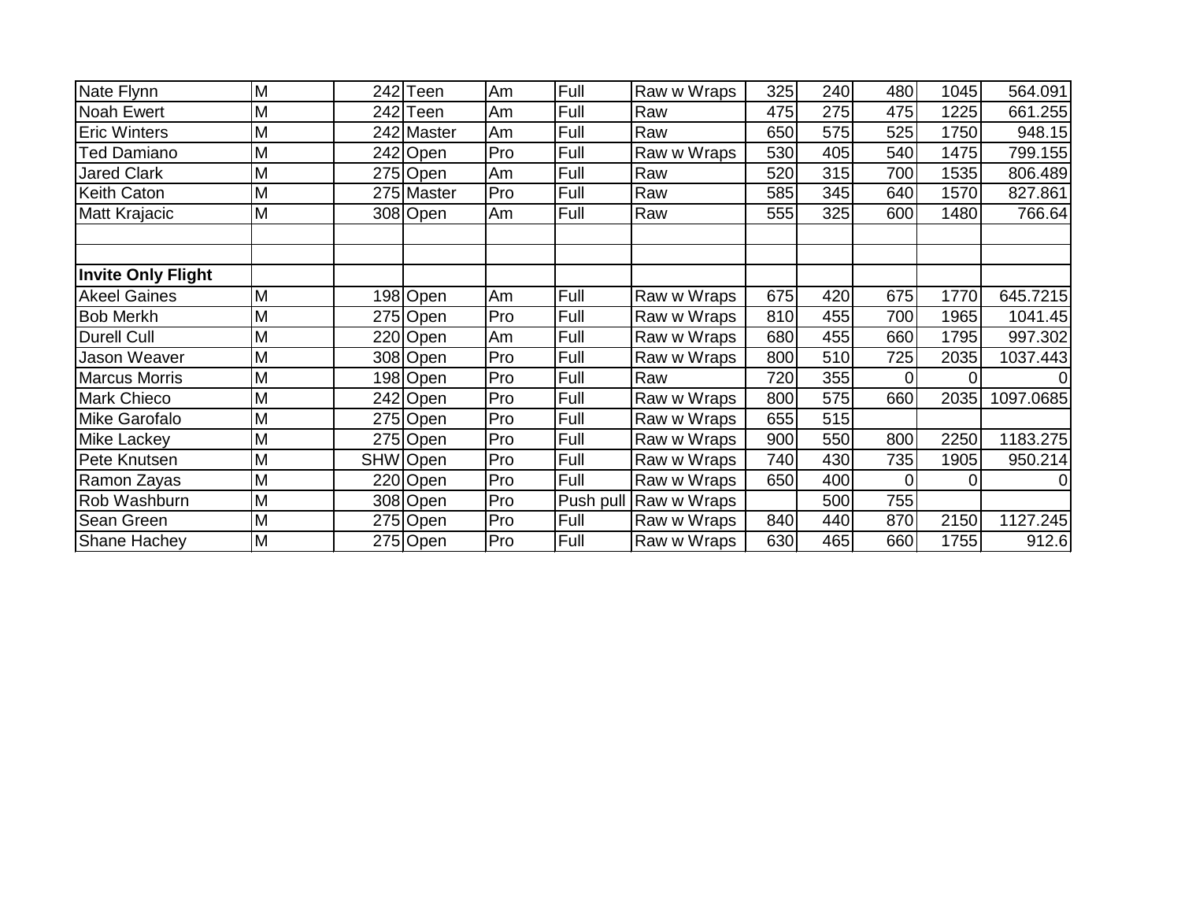| | | | | | | | | | | | |
|---|---|---|---|---|---|---|---|---|---|---|---|
| Nate Flynn | M | 242 | Teen | Am | Full | Raw w Wraps | 325 | 240 | 480 | 1045 | 564.091 |
| Noah Ewert | M | 242 | Teen | Am | Full | Raw | 475 | 275 | 475 | 1225 | 661.255 |
| Eric Winters | M | 242 | Master | Am | Full | Raw | 650 | 575 | 525 | 1750 | 948.15 |
| Ted Damiano | M | 242 | Open | Pro | Full | Raw w Wraps | 530 | 405 | 540 | 1475 | 799.155 |
| Jared Clark | M | 275 | Open | Am | Full | Raw | 520 | 315 | 700 | 1535 | 806.489 |
| Keith Caton | M | 275 | Master | Pro | Full | Raw | 585 | 345 | 640 | 1570 | 827.861 |
| Matt Krajacic | M | 308 | Open | Am | Full | Raw | 555 | 325 | 600 | 1480 | 766.64 |
| | | | | | | | | | | | |
| | | | | | | | | | | | |
| **Invite Only Flight** | | | | | | | | | | | |
| Akeel Gaines | M | 198 | Open | Am | Full | Raw w Wraps | 675 | 420 | 675 | 1770 | 645.7215 |
| Bob Merkh | M | 275 | Open | Pro | Full | Raw w Wraps | 810 | 455 | 700 | 1965 | 1041.45 |
| Durell Cull | M | 220 | Open | Am | Full | Raw w Wraps | 680 | 455 | 660 | 1795 | 997.302 |
| Jason Weaver | M | 308 | Open | Pro | Full | Raw w Wraps | 800 | 510 | 725 | 2035 | 1037.443 |
| Marcus Morris | M | 198 | Open | Pro | Full | Raw | 720 | 355 | 0 | 0 | 0 |
| Mark Chieco | M | 242 | Open | Pro | Full | Raw w Wraps | 800 | 575 | 660 | 2035 | 1097.0685 |
| Mike Garofalo | M | 275 | Open | Pro | Full | Raw w Wraps | 655 | 515 | | | |
| Mike Lackey | M | 275 | Open | Pro | Full | Raw w Wraps | 900 | 550 | 800 | 2250 | 1183.275 |
| Pete Knutsen | M | SHW | Open | Pro | Full | Raw w Wraps | 740 | 430 | 735 | 1905 | 950.214 |
| Ramon Zayas | M | 220 | Open | Pro | Full | Raw w Wraps | 650 | 400 | 0 | 0 | 0 |
| Rob Washburn | M | 308 | Open | Pro | Push pull | Raw w Wraps | | 500 | 755 | | |
| Sean Green | M | 275 | Open | Pro | Full | Raw w Wraps | 840 | 440 | 870 | 2150 | 1127.245 |
| Shane Hachey | M | 275 | Open | Pro | Full | Raw w Wraps | 630 | 465 | 660 | 1755 | 912.6 |